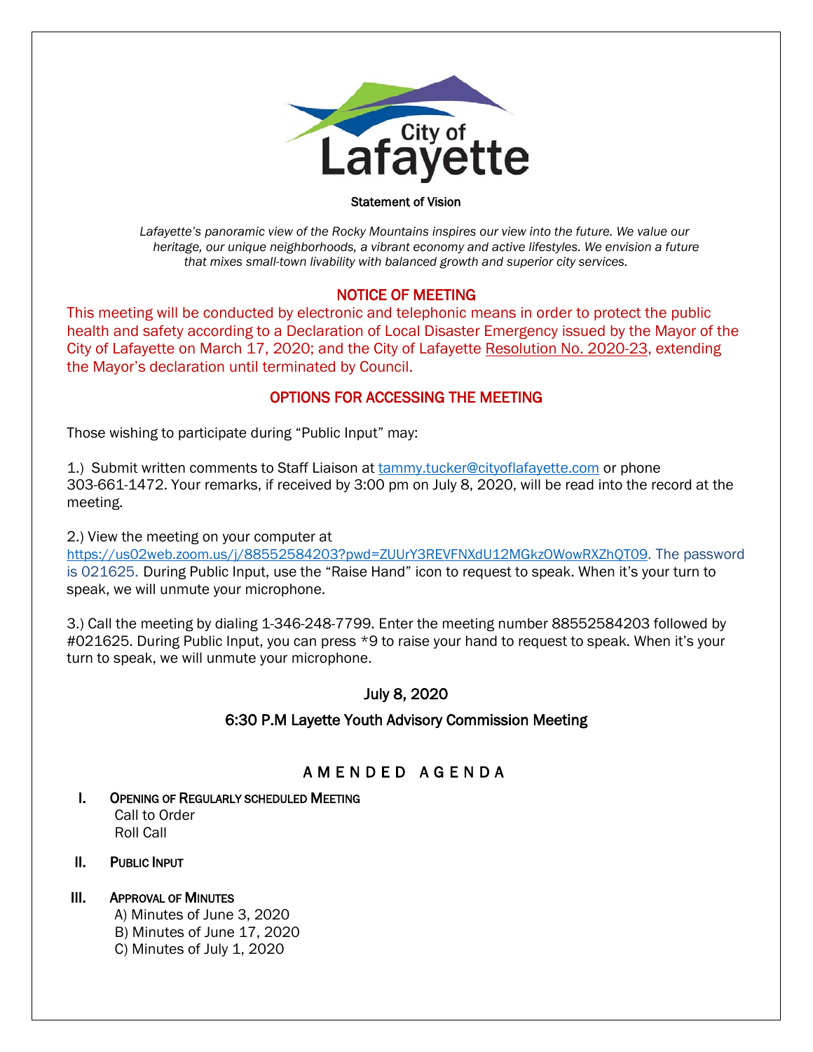City of Lafayette

**Statement of Vision**

*Lafayette's panoramic view of the Rocky Mountains inspires our view into the future. We value our heritage, our unique neighborhoods, a vibrant economy and active lifestyles. We envision a future that mixes small-town livability with balanced growth and superior city services.*

## NOTICE OF MEETING

This meeting will be conducted by electronic and telephonic means in order to protect the public health and safety according to a Declaration of Local Disaster Emergency issued by the Mayor of the City of Lafayette on March 17, 2020; and the City of Lafayette Resolution No. 2020-23, extending the Mayor's declaration until terminated by Council.

## OPTIONS FOR ACCESSING THE MEETING

Those wishing to participate during "Public Input" may:

1.) Submit written comments to Staff Liaison at tammy.tucker@cityoflafayette.com or phone 303-661-1472. Your remarks, if received by 3:00 pm on July 8, 2020, will be read into the record at the meeting.

2.) View the meeting on your computer at https://us02web.zoom.us/j/88552584203?pwd=ZUUrY3REVFNXdU12MGkzOWowRXZhQT09. The password is 021625. During Public Input, use the "Raise Hand" icon to request to speak. When it's your turn to speak, we will unmute your microphone.

3.) Call the meeting by dialing 1-346-248-7799. Enter the meeting number 88552584203 followed by #021625. During Public Input, you can press *9 to raise your hand to request to speak. When it's your turn to speak, we will unmute your microphone.

July 8, 2020

6:30 P.M Layette Youth Advisory Commission Meeting

## AMENDED AGENDA

**I. OPENING OF REGULARLY SCHEDULED MEETING**
  Call to Order
  Roll Call

**II. PUBLIC INPUT**

**III. APPROVAL OF MINUTES**
  A) Minutes of June 3, 2020
  B) Minutes of June 17, 2020
  C) Minutes of July 1, 2020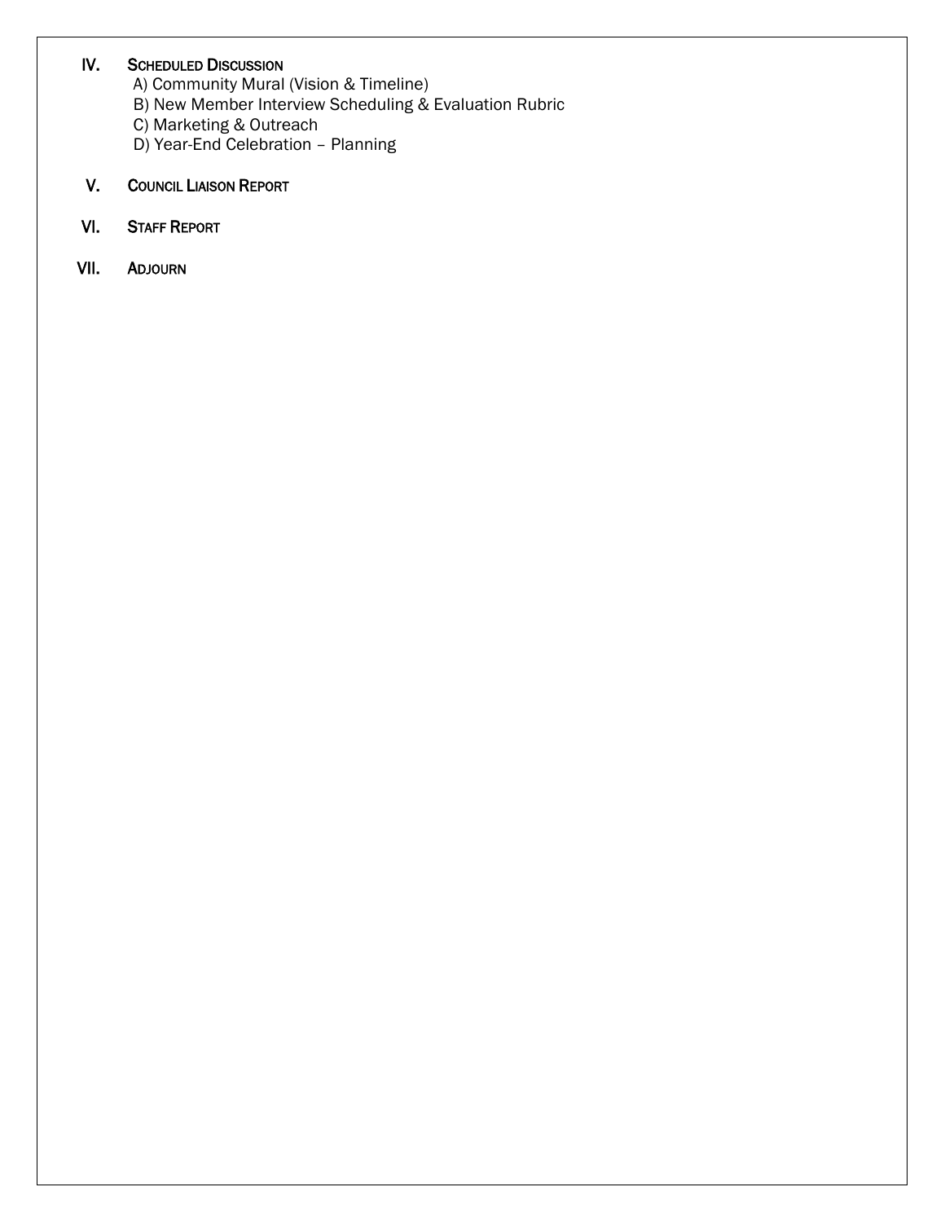## IV. Scheduled Discussion

A) Community Mural (Vision & Timeline)
B) New Member Interview Scheduling & Evaluation Rubric
C) Marketing & Outreach
D) Year-End Celebration – Planning

## V. Council Liaison Report

## VI. Staff Report

## VII. Adjourn